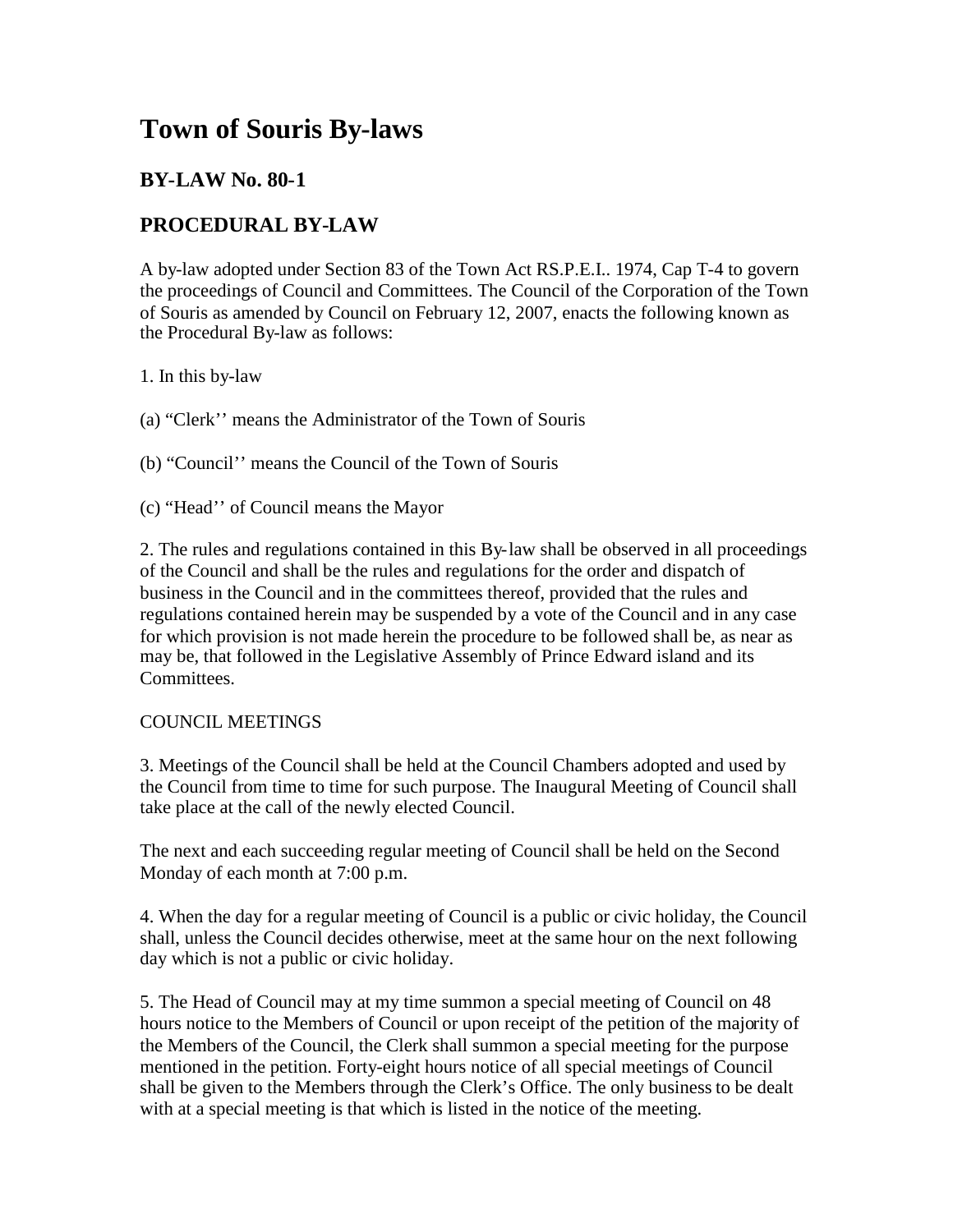# Town of Souris By-laws

## BY-LAW No. 80-1

## PROCEDURAL BY-LAW

A by-law adopted under Section 83 of the Town Act RS.P.E.I.. 1974, Cap T-4 to govern the proceedings of Council and Committees. The Council of the Corporation of the Town of Souris as amended by Council on February 12, 2007, enacts the following known as the Procedural By-law as follows:

1. In this by-law

(a) "Clerk'' means the Administrator of the Town of Souris

(b) "Council'' means the Council of the Town of Souris

(c) "Head'' of Council means the Mayor

2. The rules and regulations contained in this By-law shall be observed in all proceedings of the Council and shall be the rules and regulations for the order and dispatch of business in the Council and in the committees thereof, provided that the rules and regulations contained herein may be suspended by a vote of the Council and in any case for which provision is not made herein the procedure to be followed shall be, as near as may be, that followed in the Legislative Assembly of Prince Edward island and its Committees.

COUNCIL MEETINGS

3. Meetings of the Council shall be held at the Council Chambers adopted and used by the Council from time to time for such purpose. The Inaugural Meeting of Council shall take place at the call of the newly elected Council.

The next and each succeeding regular meeting of Council shall be held on the Second Monday of each month at 7:00 p.m.

4. When the day for a regular meeting of Council is a public or civic holiday, the Council shall, unless the Council decides otherwise, meet at the same hour on the next following day which is not a public or civic holiday.

5. The Head of Council may at my time summon a special meeting of Council on 48 hours notice to the Members of Council or upon receipt of the petition of the majority of the Members of the Council, the Clerk shall summon a special meeting for the purpose mentioned in the petition. Forty-eight hours notice of all special meetings of Council shall be given to the Members through the Clerk's Office. The only business to be dealt with at a special meeting is that which is listed in the notice of the meeting.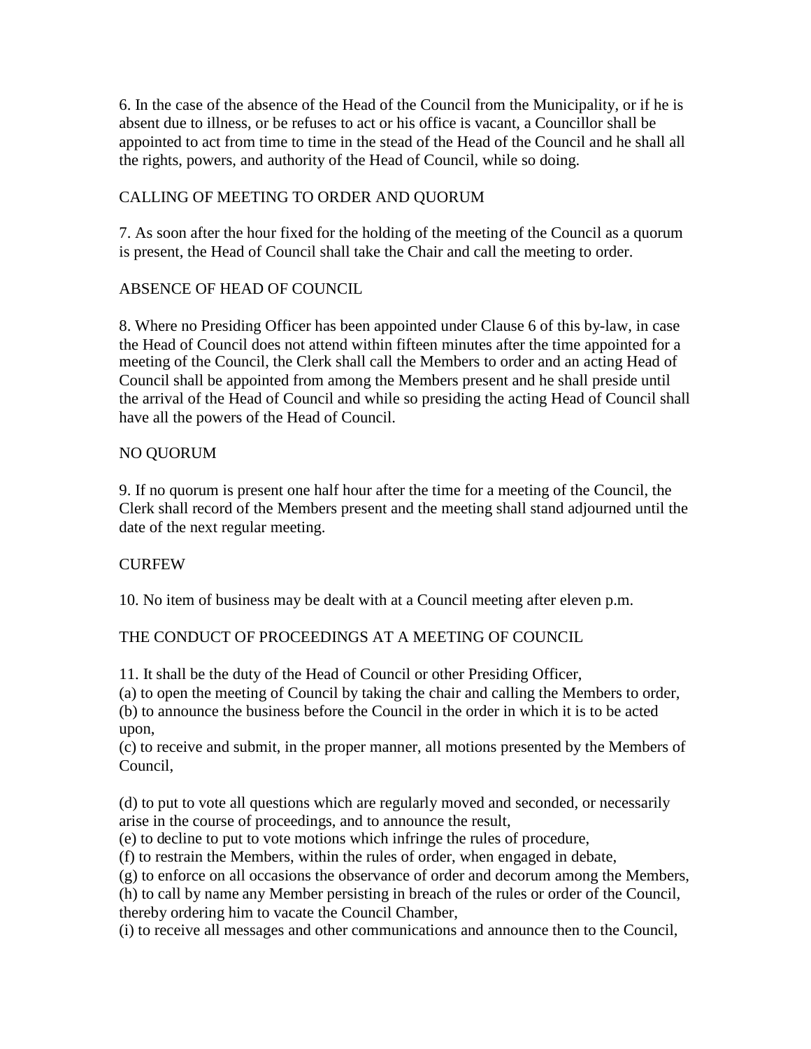6. In the case of the absence of the Head of the Council from the Municipality, or if he is absent due to illness, or be refuses to act or his office is vacant, a Councillor shall be appointed to act from time to time in the stead of the Head of the Council and he shall all the rights, powers, and authority of the Head of Council, while so doing.

## CALLING OF MEETING TO ORDER AND QUORUM

7. As soon after the hour fixed for the holding of the meeting of the Council as a quorum is present, the Head of Council shall take the Chair and call the meeting to order.

## ABSENCE OF HEAD OF COUNCIL

8. Where no Presiding Officer has been appointed under Clause 6 of this by-law, in case the Head of Council does not attend within fifteen minutes after the time appointed for a meeting of the Council, the Clerk shall call the Members to order and an acting Head of Council shall be appointed from among the Members present and he shall preside until the arrival of the Head of Council and while so presiding the acting Head of Council shall have all the powers of the Head of Council.

## NO QUORUM

9. If no quorum is present one half hour after the time for a meeting of the Council, the Clerk shall record of the Members present and the meeting shall stand adjourned until the date of the next regular meeting.

## CURFEW

10. No item of business may be dealt with at a Council meeting after eleven p.m.

## THE CONDUCT OF PROCEEDINGS AT A MEETING OF COUNCIL

11. It shall be the duty of the Head of Council or other Presiding Officer,
(a) to open the meeting of Council by taking the chair and calling the Members to order,
(b) to announce the business before the Council in the order in which it is to be acted upon,
(c) to receive and submit, in the proper manner, all motions presented by the Members of Council,

(d) to put to vote all questions which are regularly moved and seconded, or necessarily arise in the course of proceedings, and to announce the result,
(e) to decline to put to vote motions which infringe the rules of procedure,
(f) to restrain the Members, within the rules of order, when engaged in debate,
(g) to enforce on all occasions the observance of order and decorum among the Members,
(h) to call by name any Member persisting in breach of the rules or order of the Council, thereby ordering him to vacate the Council Chamber,
(i) to receive all messages and other communications and announce then to the Council,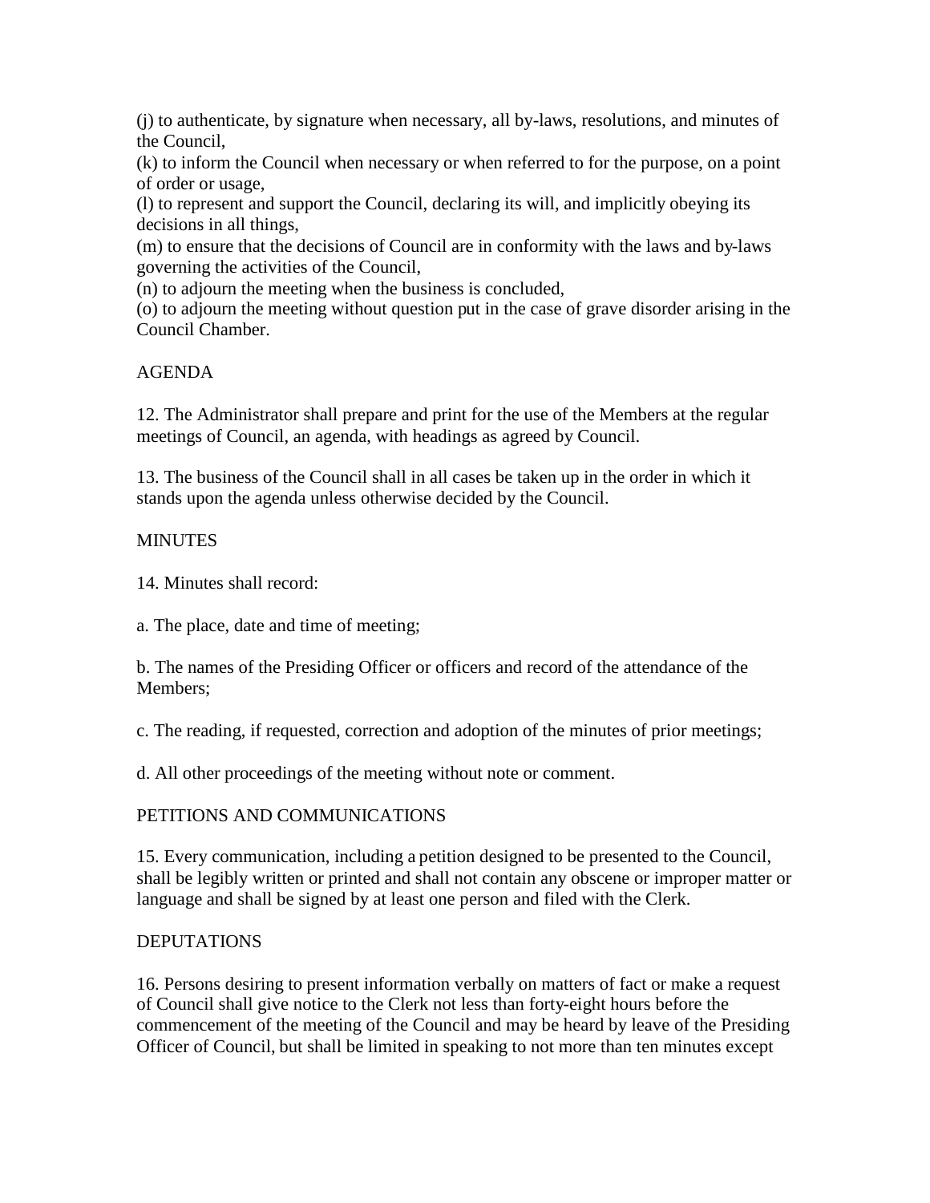(j) to authenticate, by signature when necessary, all by-laws, resolutions, and minutes of the Council,
(k) to inform the Council when necessary or when referred to for the purpose, on a point of order or usage,
(l) to represent and support the Council, declaring its will, and implicitly obeying its decisions in all things,
(m) to ensure that the decisions of Council are in conformity with the laws and by-laws governing the activities of the Council,
(n) to adjourn the meeting when the business is concluded,
(o) to adjourn the meeting without question put in the case of grave disorder arising in the Council Chamber.

AGENDA

12. The Administrator shall prepare and print for the use of the Members at the regular meetings of Council, an agenda, with headings as agreed by Council.

13. The business of the Council shall in all cases be taken up in the order in which it stands upon the agenda unless otherwise decided by the Council.

MINUTES

14. Minutes shall record:

a. The place, date and time of meeting;

b. The names of the Presiding Officer or officers and record of the attendance of the Members;

c. The reading, if requested, correction and adoption of the minutes of prior meetings;

d. All other proceedings of the meeting without note or comment.

PETITIONS AND COMMUNICATIONS

15. Every communication, including a petition designed to be presented to the Council, shall be legibly written or printed and shall not contain any obscene or improper matter or language and shall be signed by at least one person and filed with the Clerk.

DEPUTATIONS

16. Persons desiring to present information verbally on matters of fact or make a request of Council shall give notice to the Clerk not less than forty-eight hours before the commencement of the meeting of the Council and may be heard by leave of the Presiding Officer of Council, but shall be limited in speaking to not more than ten minutes except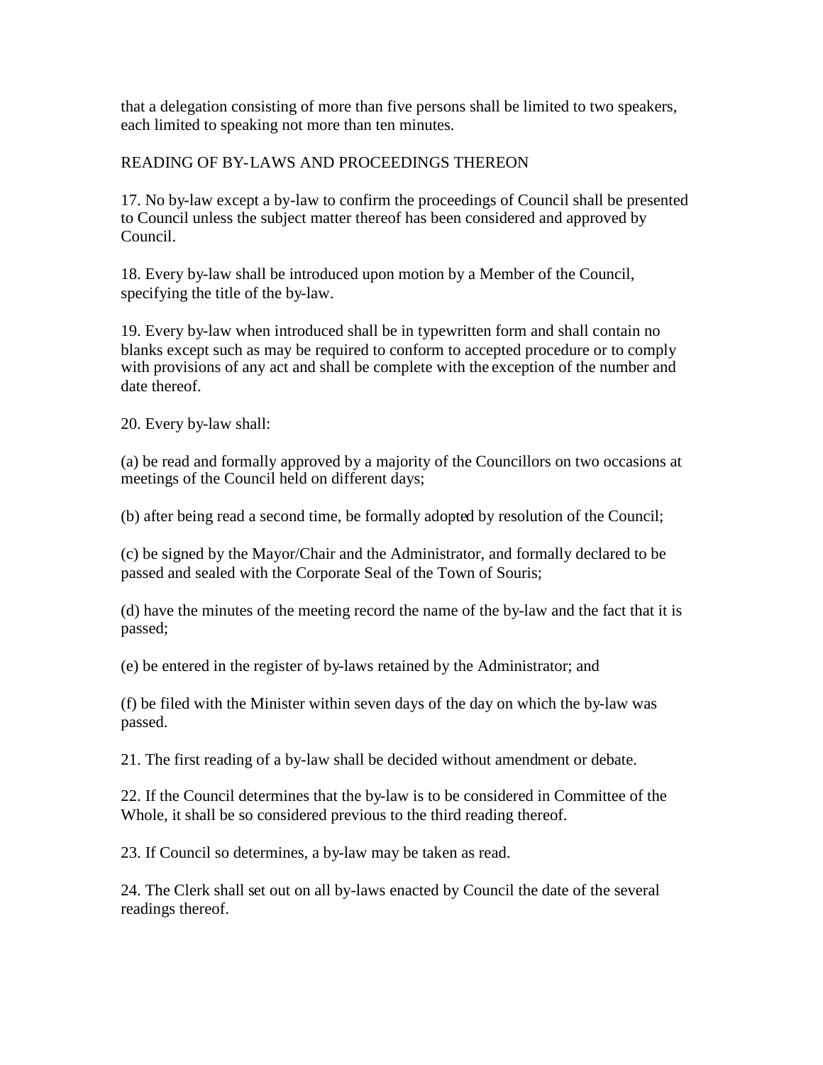that a delegation consisting of more than five persons shall be limited to two speakers, each limited to speaking not more than ten minutes.

## READING OF BY-LAWS AND PROCEEDINGS THEREON

17. No by-law except a by-law to confirm the proceedings of Council shall be presented to Council unless the subject matter thereof has been considered and approved by Council.

18. Every by-law shall be introduced upon motion by a Member of the Council, specifying the title of the by-law.

19. Every by-law when introduced shall be in typewritten form and shall contain no blanks except such as may be required to conform to accepted procedure or to comply with provisions of any act and shall be complete with the exception of the number and date thereof.

20. Every by-law shall:

(a) be read and formally approved by a majority of the Councillors on two occasions at meetings of the Council held on different days;

(b) after being read a second time, be formally adopted by resolution of the Council;

(c) be signed by the Mayor/Chair and the Administrator, and formally declared to be passed and sealed with the Corporate Seal of the Town of Souris;

(d) have the minutes of the meeting record the name of the by-law and the fact that it is passed;

(e) be entered in the register of by-laws retained by the Administrator; and

(f) be filed with the Minister within seven days of the day on which the by-law was passed.

21. The first reading of a by-law shall be decided without amendment or debate.

22. If the Council determines that the by-law is to be considered in Committee of the Whole, it shall be so considered previous to the third reading thereof.

23. If Council so determines, a by-law may be taken as read.

24. The Clerk shall set out on all by-laws enacted by Council the date of the several readings thereof.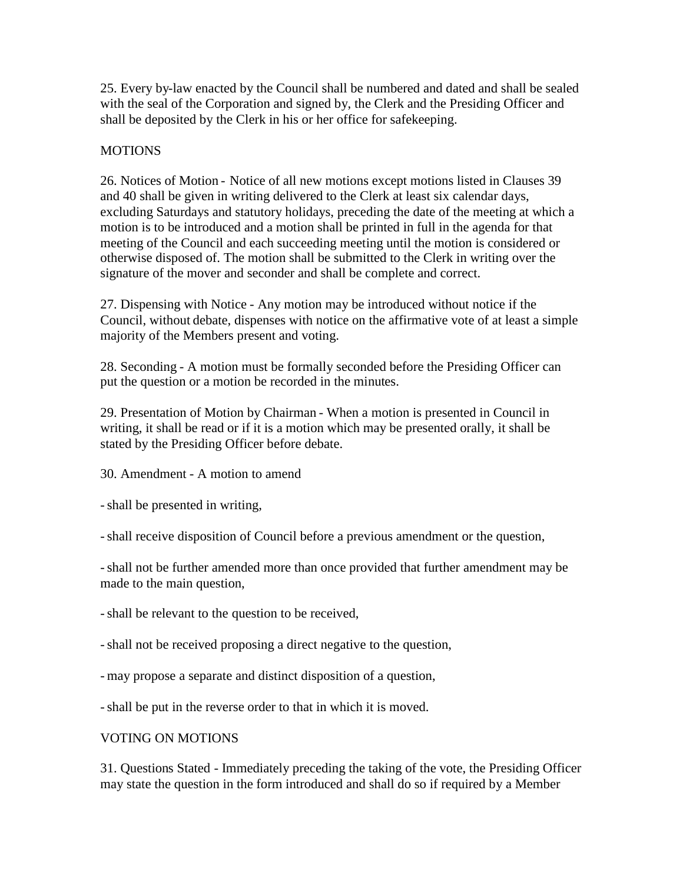25. Every by-law enacted by the Council shall be numbered and dated and shall be sealed with the seal of the Corporation and signed by, the Clerk and the Presiding Officer and shall be deposited by the Clerk in his or her office for safekeeping.

## MOTIONS

26. Notices of Motion - Notice of all new motions except motions listed in Clauses 39 and 40 shall be given in writing delivered to the Clerk at least six calendar days, excluding Saturdays and statutory holidays, preceding the date of the meeting at which a motion is to be introduced and a motion shall be printed in full in the agenda for that meeting of the Council and each succeeding meeting until the motion is considered or otherwise disposed of. The motion shall be submitted to the Clerk in writing over the signature of the mover and seconder and shall be complete and correct.

27. Dispensing with Notice - Any motion may be introduced without notice if the Council, without debate, dispenses with notice on the affirmative vote of at least a simple majority of the Members present and voting.

28. Seconding - A motion must be formally seconded before the Presiding Officer can put the question or a motion be recorded in the minutes.

29. Presentation of Motion by Chairman - When a motion is presented in Council in writing, it shall be read or if it is a motion which may be presented orally, it shall be stated by the Presiding Officer before debate.

30. Amendment - A motion to amend

- shall be presented in writing,
- shall receive disposition of Council before a previous amendment or the question,
- shall not be further amended more than once provided that further amendment may be made to the main question,
- shall be relevant to the question to be received,
- shall not be received proposing a direct negative to the question,
- may propose a separate and distinct disposition of a question,
- shall be put in the reverse order to that in which it is moved.

## VOTING ON MOTIONS

31. Questions Stated - Immediately preceding the taking of the vote, the Presiding Officer may state the question in the form introduced and shall do so if required by a Member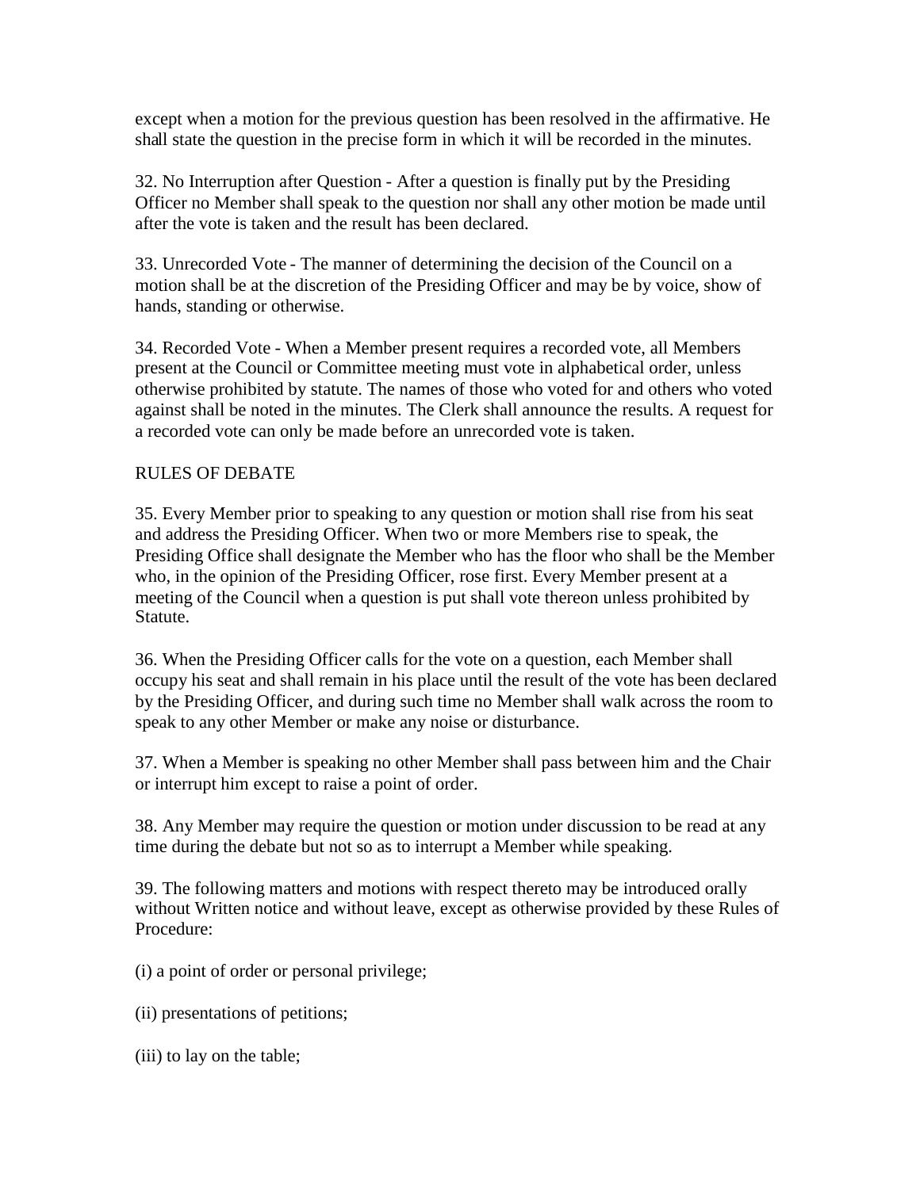except when a motion for the previous question has been resolved in the affirmative. He shall state the question in the precise form in which it will be recorded in the minutes.

32. No Interruption after Question - After a question is finally put by the Presiding Officer no Member shall speak to the question nor shall any other motion be made until after the vote is taken and the result has been declared.

33. Unrecorded Vote - The manner of determining the decision of the Council on a motion shall be at the discretion of the Presiding Officer and may be by voice, show of hands, standing or otherwise.

34. Recorded Vote - When a Member present requires a recorded vote, all Members present at the Council or Committee meeting must vote in alphabetical order, unless otherwise prohibited by statute. The names of those who voted for and others who voted against shall be noted in the minutes. The Clerk shall announce the results. A request for a recorded vote can only be made before an unrecorded vote is taken.

RULES OF DEBATE

35. Every Member prior to speaking to any question or motion shall rise from his seat and address the Presiding Officer. When two or more Members rise to speak, the Presiding Office shall designate the Member who has the floor who shall be the Member who, in the opinion of the Presiding Officer, rose first. Every Member present at a meeting of the Council when a question is put shall vote thereon unless prohibited by Statute.

36. When the Presiding Officer calls for the vote on a question, each Member shall occupy his seat and shall remain in his place until the result of the vote has been declared by the Presiding Officer, and during such time no Member shall walk across the room to speak to any other Member or make any noise or disturbance.

37. When a Member is speaking no other Member shall pass between him and the Chair or interrupt him except to raise a point of order.

38. Any Member may require the question or motion under discussion to be read at any time during the debate but not so as to interrupt a Member while speaking.

39. The following matters and motions with respect thereto may be introduced orally without Written notice and without leave, except as otherwise provided by these Rules of Procedure:

(i) a point of order or personal privilege;

(ii) presentations of petitions;

(iii) to lay on the table;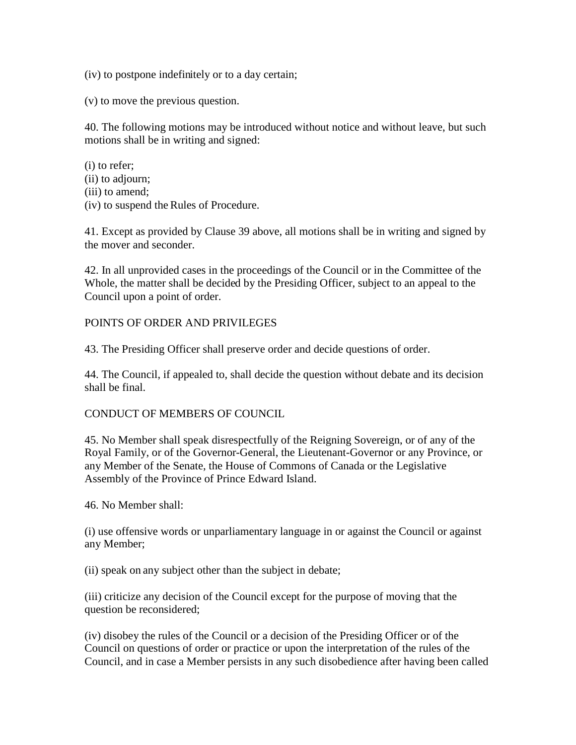(iv) to postpone indefinitely or to a day certain;

(v) to move the previous question.

40. The following motions may be introduced without notice and without leave, but such motions shall be in writing and signed:

(i) to refer;
(ii) to adjourn;
(iii) to amend;
(iv) to suspend the Rules of Procedure.

41. Except as provided by Clause 39 above, all motions shall be in writing and signed by the mover and seconder.

42. In all unprovided cases in the proceedings of the Council or in the Committee of the Whole, the matter shall be decided by the Presiding Officer, subject to an appeal to the Council upon a point of order.

POINTS OF ORDER AND PRIVILEGES

43. The Presiding Officer shall preserve order and decide questions of order.

44. The Council, if appealed to, shall decide the question without debate and its decision shall be final.

CONDUCT OF MEMBERS OF COUNCIL

45. No Member shall speak disrespectfully of the Reigning Sovereign, or of any of the Royal Family, or of the Governor-General, the Lieutenant-Governor or any Province, or any Member of the Senate, the House of Commons of Canada or the Legislative Assembly of the Province of Prince Edward Island.

46. No Member shall:

(i) use offensive words or unparliamentary language in or against the Council or against any Member;

(ii) speak on any subject other than the subject in debate;

(iii) criticize any decision of the Council except for the purpose of moving that the question be reconsidered;

(iv) disobey the rules of the Council or a decision of the Presiding Officer or of the Council on questions of order or practice or upon the interpretation of the rules of the Council, and in case a Member persists in any such disobedience after having been called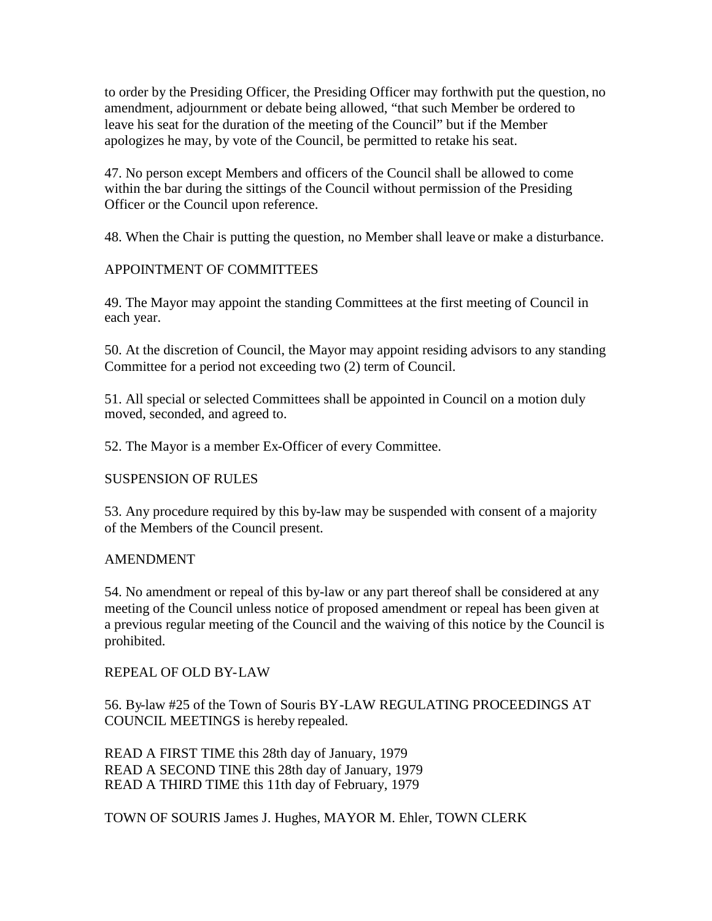to order by the Presiding Officer, the Presiding Officer may forthwith put the question, no amendment, adjournment or debate being allowed, "that such Member be ordered to leave his seat for the duration of the meeting of the Council" but if the Member apologizes he may, by vote of the Council, be permitted to retake his seat.

47. No person except Members and officers of the Council shall be allowed to come within the bar during the sittings of the Council without permission of the Presiding Officer or the Council upon reference.

48. When the Chair is putting the question, no Member shall leave or make a disturbance.

## APPOINTMENT OF COMMITTEES

49. The Mayor may appoint the standing Committees at the first meeting of Council in each year.

50. At the discretion of Council, the Mayor may appoint residing advisors to any standing Committee for a period not exceeding two (2) term of Council.

51. All special or selected Committees shall be appointed in Council on a motion duly moved, seconded, and agreed to.

52. The Mayor is a member Ex-Officer of every Committee.

## SUSPENSION OF RULES

53. Any procedure required by this by-law may be suspended with consent of a majority of the Members of the Council present.

## AMENDMENT

54. No amendment or repeal of this by-law or any part thereof shall be considered at any meeting of the Council unless notice of proposed amendment or repeal has been given at a previous regular meeting of the Council and the waiving of this notice by the Council is prohibited.

## REPEAL OF OLD BY-LAW

56. By-law #25 of the Town of Souris BY-LAW REGULATING PROCEEDINGS AT COUNCIL MEETINGS is hereby repealed.

READ A FIRST TIME this 28th day of January, 1979
READ A SECOND TINE this 28th day of January, 1979
READ A THIRD TIME this 11th day of February, 1979

TOWN OF SOURIS James J. Hughes, MAYOR M. Ehler, TOWN CLERK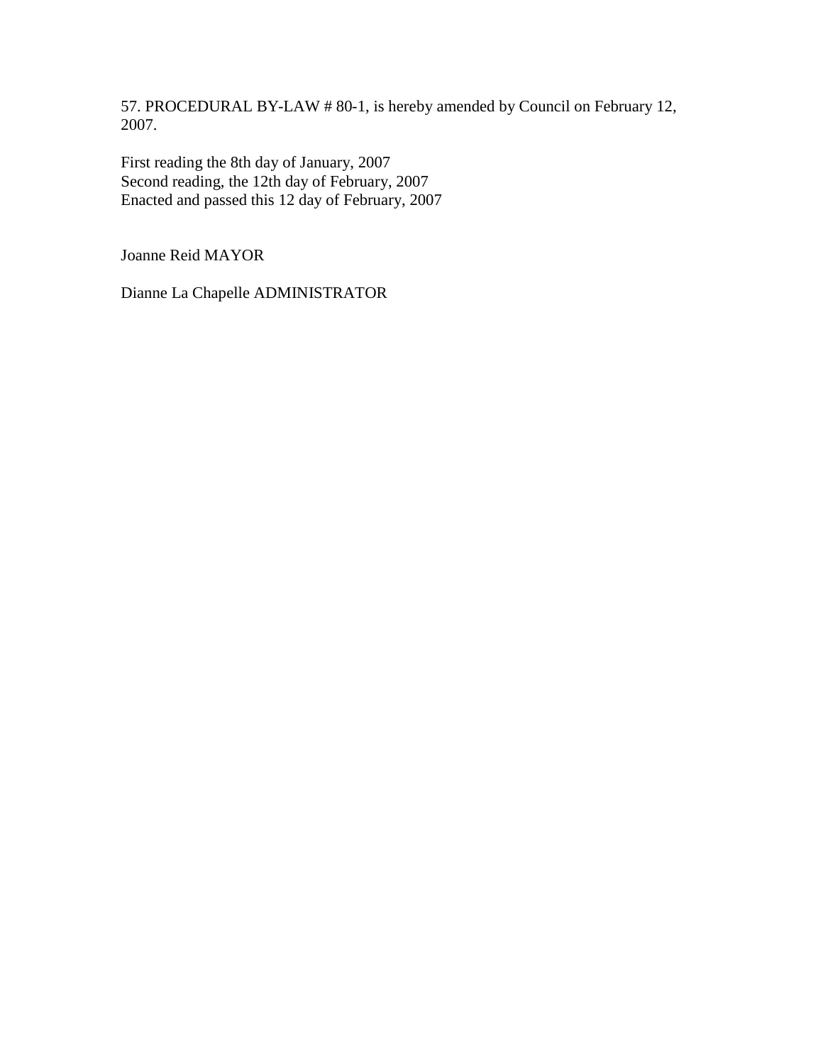57. PROCEDURAL BY-LAW # 80-1, is hereby amended by Council on February 12, 2007.

First reading the 8th day of January, 2007
Second reading, the 12th day of February, 2007
Enacted and passed this 12 day of February, 2007

Joanne Reid MAYOR

Dianne La Chapelle ADMINISTRATOR